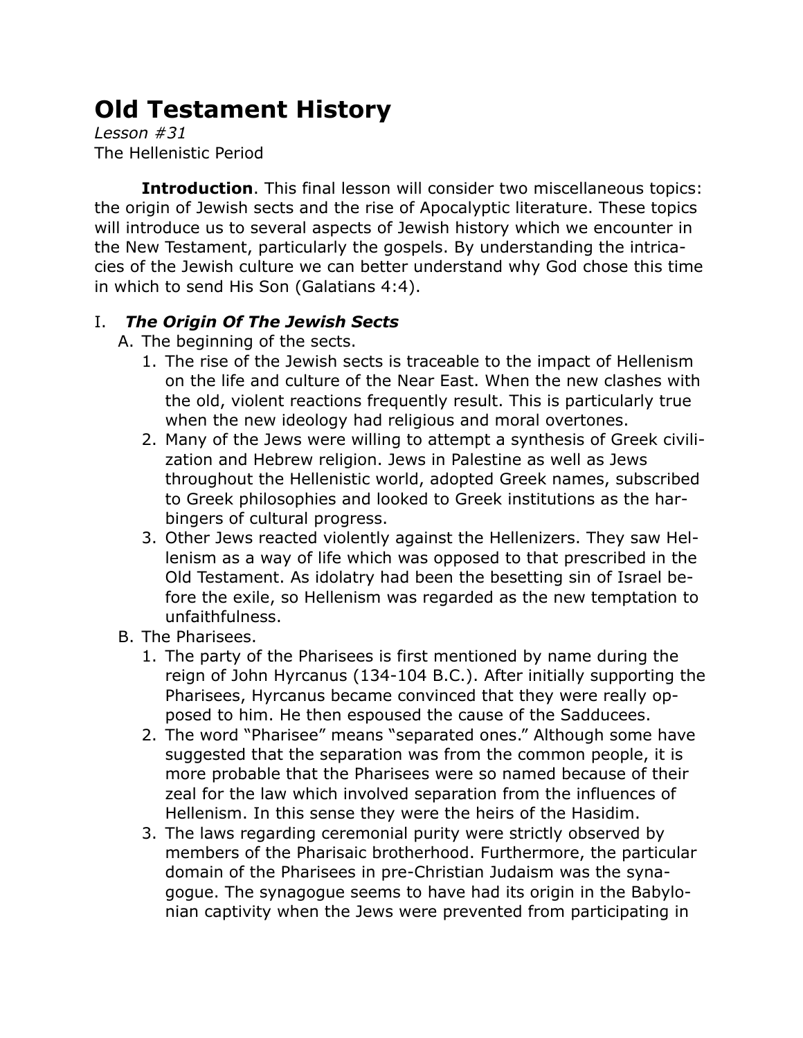# Old Testament History

*Lesson #31*
The Hellenistic Period

**Introduction**. This final lesson will consider two miscellaneous topics: the origin of Jewish sects and the rise of Apocalyptic literature. These topics will introduce us to several aspects of Jewish history which we encounter in the New Testament, particularly the gospels. By understanding the intricacies of the Jewish culture we can better understand why God chose this time in which to send His Son (Galatians 4:4).

## I. *The Origin Of The Jewish Sects*

A. The beginning of the sects.

1. The rise of the Jewish sects is traceable to the impact of Hellenism on the life and culture of the Near East. When the new clashes with the old, violent reactions frequently result. This is particularly true when the new ideology had religious and moral overtones.
2. Many of the Jews were willing to attempt a synthesis of Greek civilization and Hebrew religion. Jews in Palestine as well as Jews throughout the Hellenistic world, adopted Greek names, subscribed to Greek philosophies and looked to Greek institutions as the harbingers of cultural progress.
3. Other Jews reacted violently against the Hellenizers. They saw Hellenism as a way of life which was opposed to that prescribed in the Old Testament. As idolatry had been the besetting sin of Israel before the exile, so Hellenism was regarded as the new temptation to unfaithfulness.

B. The Pharisees.

1. The party of the Pharisees is first mentioned by name during the reign of John Hyrcanus (134-104 B.C.). After initially supporting the Pharisees, Hyrcanus became convinced that they were really opposed to him. He then espoused the cause of the Sadducees.
2. The word "Pharisee" means "separated ones." Although some have suggested that the separation was from the common people, it is more probable that the Pharisees were so named because of their zeal for the law which involved separation from the influences of Hellenism. In this sense they were the heirs of the Hasidim.
3. The laws regarding ceremonial purity were strictly observed by members of the Pharisaic brotherhood. Furthermore, the particular domain of the Pharisees in pre-Christian Judaism was the synagogue. The synagogue seems to have had its origin in the Babylonian captivity when the Jews were prevented from participating in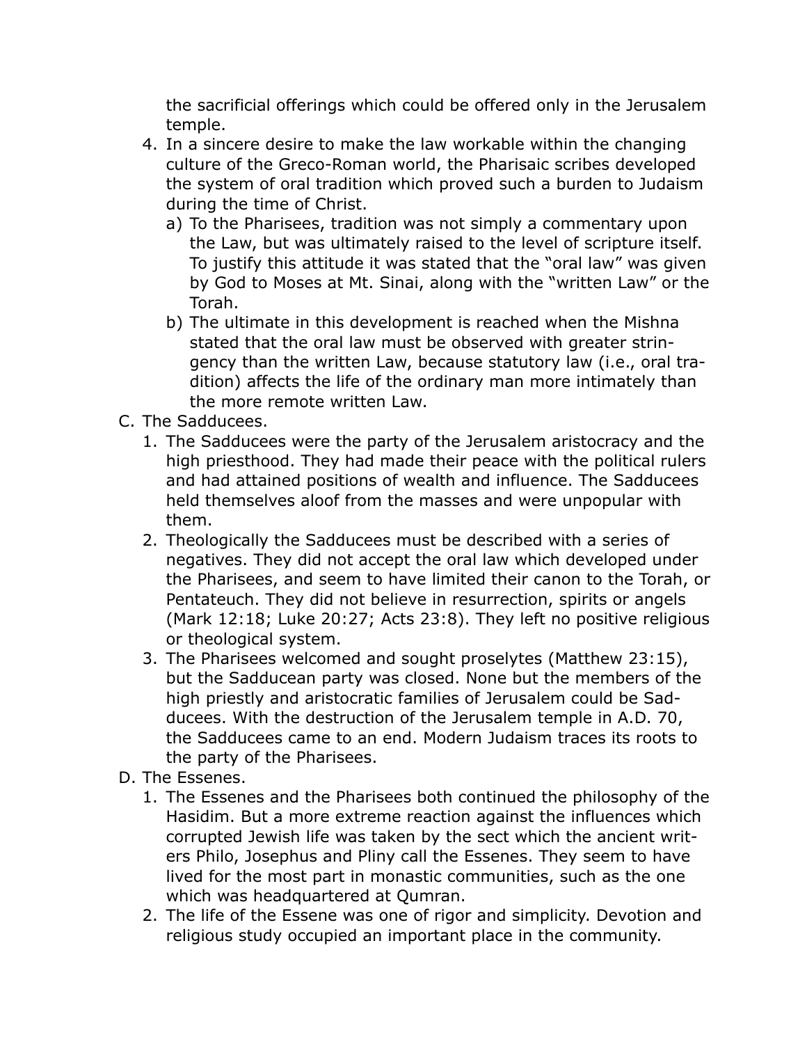the sacrificial offerings which could be offered only in the Jerusalem temple.

4. In a sincere desire to make the law workable within the changing culture of the Greco-Roman world, the Pharisaic scribes developed the system of oral tradition which proved such a burden to Judaism during the time of Christ.
   a) To the Pharisees, tradition was not simply a commentary upon the Law, but was ultimately raised to the level of scripture itself. To justify this attitude it was stated that the "oral law" was given by God to Moses at Mt. Sinai, along with the "written Law" or the Torah.
   b) The ultimate in this development is reached when the Mishna stated that the oral law must be observed with greater stringency than the written Law, because statutory law (i.e., oral tradition) affects the life of the ordinary man more intimately than the more remote written Law.

C. The Sadducees.
   1. The Sadducees were the party of the Jerusalem aristocracy and the high priesthood. They had made their peace with the political rulers and had attained positions of wealth and influence. The Sadducees held themselves aloof from the masses and were unpopular with them.
   2. Theologically the Sadducees must be described with a series of negatives. They did not accept the oral law which developed under the Pharisees, and seem to have limited their canon to the Torah, or Pentateuch. They did not believe in resurrection, spirits or angels (Mark 12:18; Luke 20:27; Acts 23:8). They left no positive religious or theological system.
   3. The Pharisees welcomed and sought proselytes (Matthew 23:15), but the Sadducean party was closed. None but the members of the high priestly and aristocratic families of Jerusalem could be Sadducees. With the destruction of the Jerusalem temple in A.D. 70, the Sadducees came to an end. Modern Judaism traces its roots to the party of the Pharisees.

D. The Essenes.
   1. The Essenes and the Pharisees both continued the philosophy of the Hasidim. But a more extreme reaction against the influences which corrupted Jewish life was taken by the sect which the ancient writers Philo, Josephus and Pliny call the Essenes. They seem to have lived for the most part in monastic communities, such as the one which was headquartered at Qumran.
   2. The life of the Essene was one of rigor and simplicity. Devotion and religious study occupied an important place in the community.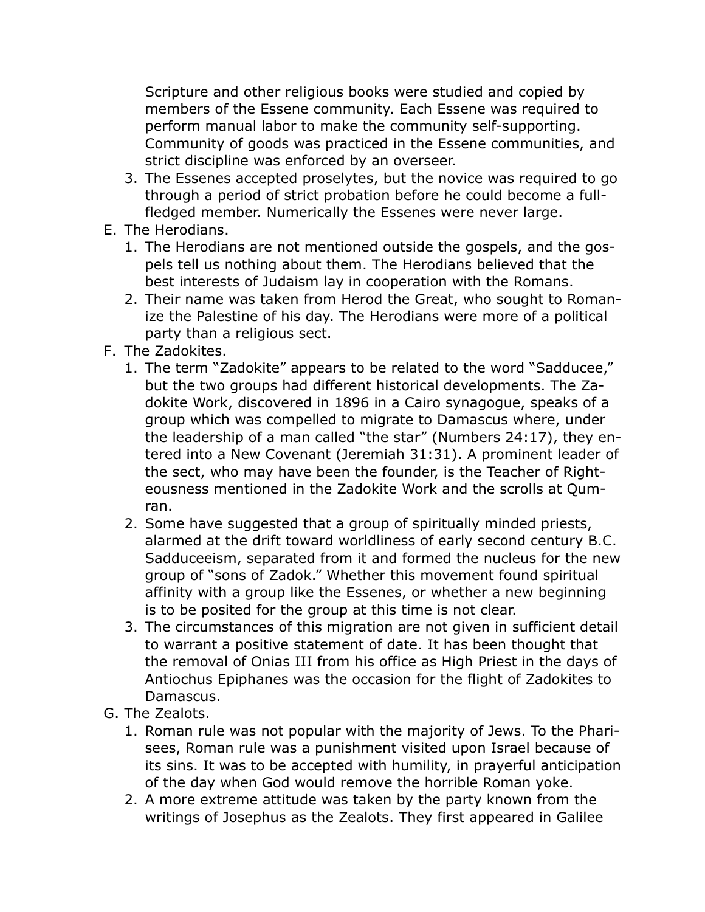Scripture and other religious books were studied and copied by members of the Essene community. Each Essene was required to perform manual labor to make the community self-supporting. Community of goods was practiced in the Essene communities, and strict discipline was enforced by an overseer.

3. The Essenes accepted proselytes, but the novice was required to go through a period of strict probation before he could become a full-fledged member. Numerically the Essenes were never large.

E. The Herodians.
   1. The Herodians are not mentioned outside the gospels, and the gospels tell us nothing about them. The Herodians believed that the best interests of Judaism lay in cooperation with the Romans.
   2. Their name was taken from Herod the Great, who sought to Romanize the Palestine of his day. The Herodians were more of a political party than a religious sect.

F. The Zadokites.
   1. The term "Zadokite" appears to be related to the word "Sadducee," but the two groups had different historical developments. The Zadokite Work, discovered in 1896 in a Cairo synagogue, speaks of a group which was compelled to migrate to Damascus where, under the leadership of a man called "the star" (Numbers 24:17), they entered into a New Covenant (Jeremiah 31:31). A prominent leader of the sect, who may have been the founder, is the Teacher of Righteousness mentioned in the Zadokite Work and the scrolls at Qumran.
   2. Some have suggested that a group of spiritually minded priests, alarmed at the drift toward worldliness of early second century B.C. Sadduceeism, separated from it and formed the nucleus for the new group of "sons of Zadok." Whether this movement found spiritual affinity with a group like the Essenes, or whether a new beginning is to be posited for the group at this time is not clear.
   3. The circumstances of this migration are not given in sufficient detail to warrant a positive statement of date. It has been thought that the removal of Onias III from his office as High Priest in the days of Antiochus Epiphanes was the occasion for the flight of Zadokites to Damascus.

G. The Zealots.
   1. Roman rule was not popular with the majority of Jews. To the Pharisees, Roman rule was a punishment visited upon Israel because of its sins. It was to be accepted with humility, in prayerful anticipation of the day when God would remove the horrible Roman yoke.
   2. A more extreme attitude was taken by the party known from the writings of Josephus as the Zealots. They first appeared in Galilee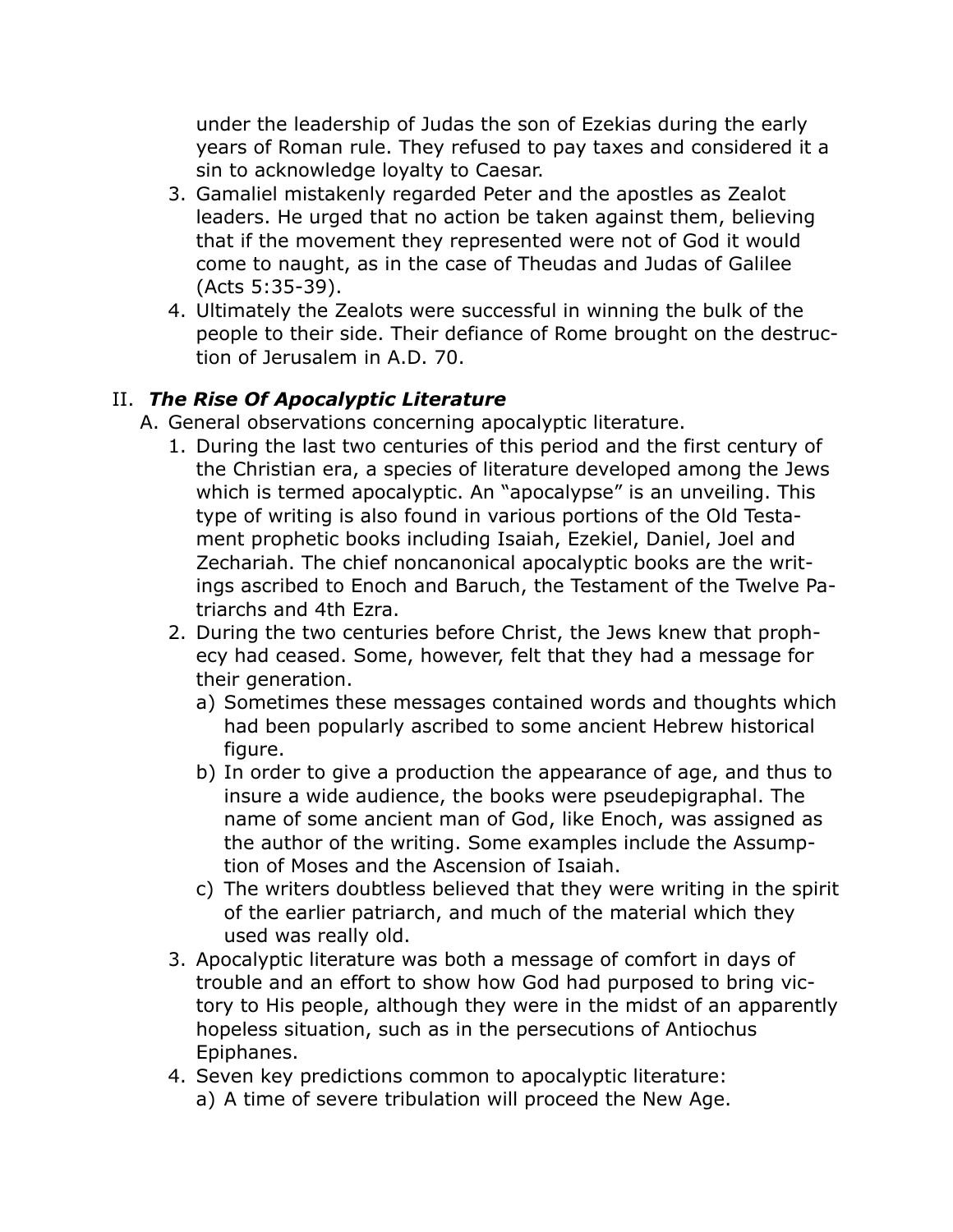under the leadership of Judas the son of Ezekias during the early years of Roman rule. They refused to pay taxes and considered it a sin to acknowledge loyalty to Caesar.

3. Gamaliel mistakenly regarded Peter and the apostles as Zealot leaders. He urged that no action be taken against them, believing that if the movement they represented were not of God it would come to naught, as in the case of Theudas and Judas of Galilee (Acts 5:35-39).
4. Ultimately the Zealots were successful in winning the bulk of the people to their side. Their defiance of Rome brought on the destruction of Jerusalem in A.D. 70.

## II. *The Rise Of Apocalyptic Literature*

A. General observations concerning apocalyptic literature.

1. During the last two centuries of this period and the first century of the Christian era, a species of literature developed among the Jews which is termed apocalyptic. An "apocalypse" is an unveiling. This type of writing is also found in various portions of the Old Testament prophetic books including Isaiah, Ezekiel, Daniel, Joel and Zechariah. The chief noncanonical apocalyptic books are the writings ascribed to Enoch and Baruch, the Testament of the Twelve Patriarchs and 4th Ezra.
2. During the two centuries before Christ, the Jews knew that prophecy had ceased. Some, however, felt that they had a message for their generation.
   a) Sometimes these messages contained words and thoughts which had been popularly ascribed to some ancient Hebrew historical figure.
   b) In order to give a production the appearance of age, and thus to insure a wide audience, the books were pseudepigraphal. The name of some ancient man of God, like Enoch, was assigned as the author of the writing. Some examples include the Assumption of Moses and the Ascension of Isaiah.
   c) The writers doubtless believed that they were writing in the spirit of the earlier patriarch, and much of the material which they used was really old.
3. Apocalyptic literature was both a message of comfort in days of trouble and an effort to show how God had purposed to bring victory to His people, although they were in the midst of an apparently hopeless situation, such as in the persecutions of Antiochus Epiphanes.
4. Seven key predictions common to apocalyptic literature:
   a) A time of severe tribulation will proceed the New Age.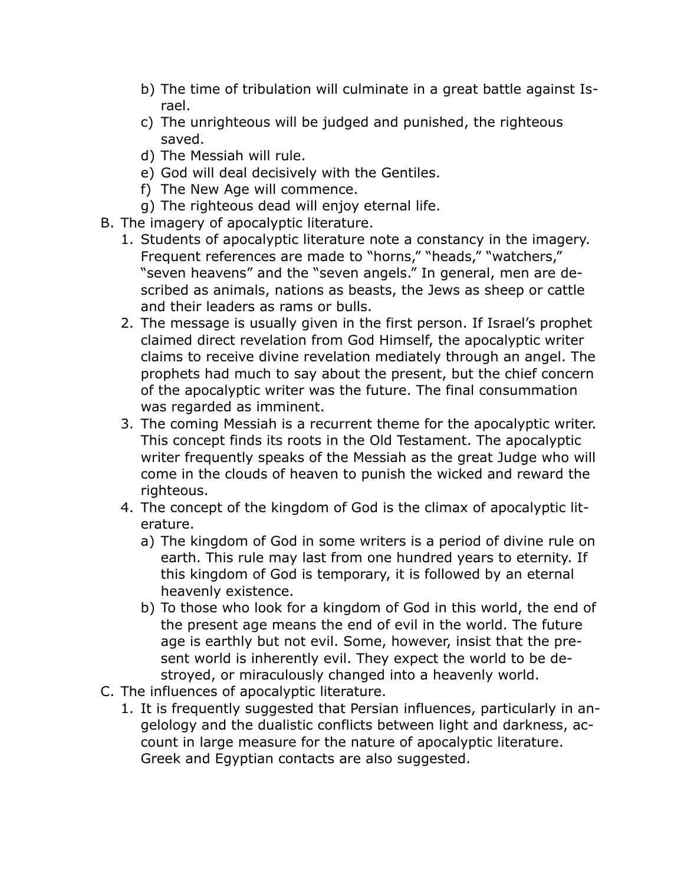b) The time of tribulation will culminate in a great battle against Israel.
   c) The unrighteous will be judged and punished, the righteous saved.
   d) The Messiah will rule.
   e) God will deal decisively with the Gentiles.
   f) The New Age will commence.
   g) The righteous dead will enjoy eternal life.

B. The imagery of apocalyptic literature.
   1. Students of apocalyptic literature note a constancy in the imagery. Frequent references are made to “horns,” “heads,” “watchers,” “seven heavens” and the “seven angels.” In general, men are described as animals, nations as beasts, the Jews as sheep or cattle and their leaders as rams or bulls.
   2. The message is usually given in the first person. If Israel’s prophet claimed direct revelation from God Himself, the apocalyptic writer claims to receive divine revelation mediately through an angel. The prophets had much to say about the present, but the chief concern of the apocalyptic writer was the future. The final consummation was regarded as imminent.
   3. The coming Messiah is a recurrent theme for the apocalyptic writer. This concept finds its roots in the Old Testament. The apocalyptic writer frequently speaks of the Messiah as the great Judge who will come in the clouds of heaven to punish the wicked and reward the righteous.
   4. The concept of the kingdom of God is the climax of apocalyptic literature.
      a) The kingdom of God in some writers is a period of divine rule on earth. This rule may last from one hundred years to eternity. If this kingdom of God is temporary, it is followed by an eternal heavenly existence.
      b) To those who look for a kingdom of God in this world, the end of the present age means the end of evil in the world. The future age is earthly but not evil. Some, however, insist that the present world is inherently evil. They expect the world to be destroyed, or miraculously changed into a heavenly world.

C. The influences of apocalyptic literature.
   1. It is frequently suggested that Persian influences, particularly in angelology and the dualistic conflicts between light and darkness, account in large measure for the nature of apocalyptic literature. Greek and Egyptian contacts are also suggested.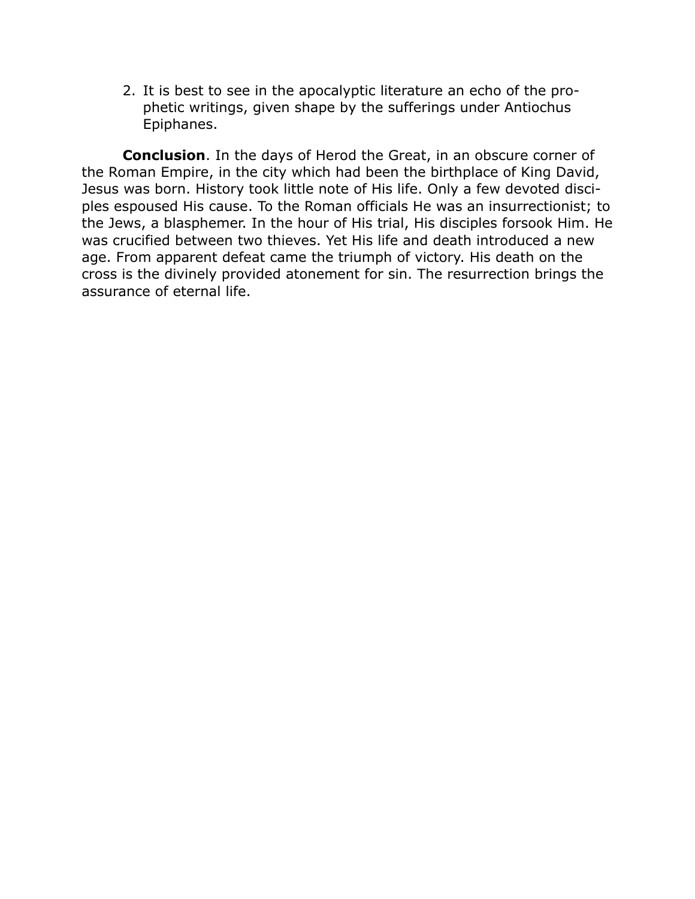2. It is best to see in the apocalyptic literature an echo of the prophetic writings, given shape by the sufferings under Antiochus Epiphanes.

**Conclusion**. In the days of Herod the Great, in an obscure corner of the Roman Empire, in the city which had been the birthplace of King David, Jesus was born. History took little note of His life. Only a few devoted disciples espoused His cause. To the Roman officials He was an insurrectionist; to the Jews, a blasphemer. In the hour of His trial, His disciples forsook Him. He was crucified between two thieves. Yet His life and death introduced a new age. From apparent defeat came the triumph of victory. His death on the cross is the divinely provided atonement for sin. The resurrection brings the assurance of eternal life.